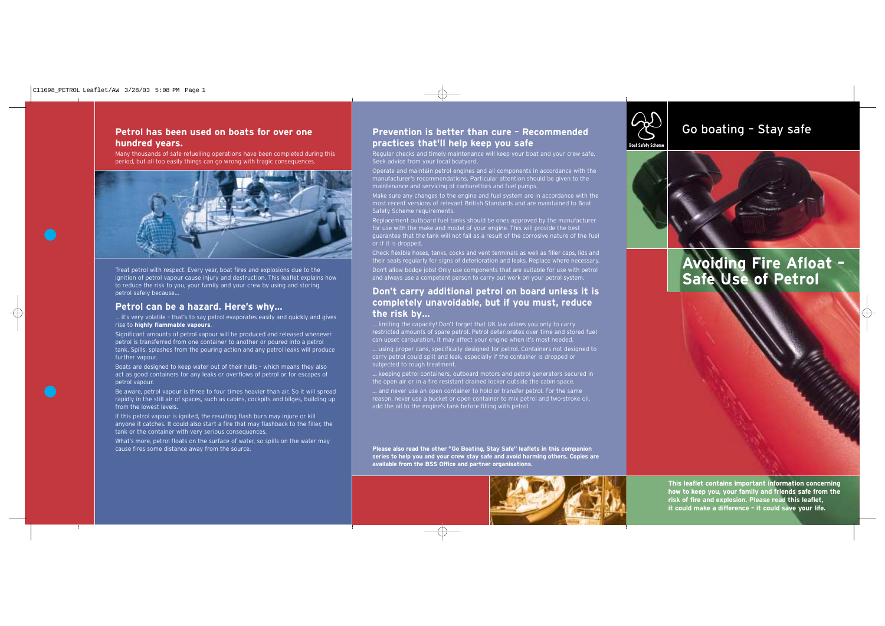## Petrol has been used on boats for over one hundred years.

Many thousands of safe refuelling operations have been completed during this period, but all too easily things can go wrong with tragic consequences.

Treat petrol with respect. Every year, boat fires and explosions due to the ignition of petrol vapour cause injury and destruction. This leaflet explains how to reduce the risk to you, your family and your crew by using and storing petrol safely because...

## Petrol can be a hazard. Here's why...

... it's very volatile – that's to say petrol evaporates easily and quickly and gives rise to **highly flammable vapours**.

Significant amounts of petrol vapour will be produced and released whenever petrol is transferred from one container to another or poured into a petrol tank. Spills, splashes from the pouring action and any petrol leaks will produce further vapour.

Boats are designed to keep water out of their hulls – which means they also act as good containers for any leaks or overflows of petrol or for escapes of petrol vapour.

Be aware, petrol vapour is three to four times heavier than air. So it will spread rapidly in the still air of spaces, such as cabins, cockpits and bilges, building up from the lowest levels.

If this petrol vapour is ignited, the resulting flash burn may injure or kill anyone it catches. It could also start a fire that may flashback to the filler, the tank or the container with very serious consequences.

What's more, petrol floats on the surface of water, so spills on the water may cause fires some distance away from the source.

## Prevention is better than cure – Recommended practices that'll help keep you safe

Regular checks and timely maintenance will keep your boat and your crew safe. Seek advice from your local boatyard.

Operate and maintain petrol engines and all components in accordance with the manufacturer's recommendations. Particular attention should be given to the maintenance and servicing of carburettors and fuel pumps.

Make sure any changes to the engine and fuel system are in accordance with the most recent versions of relevant British Standards and are maintained to Boat Safety Scheme requirements.

Replacement outboard fuel tanks should be ones approved by the manufacturer for use with the make and model of your engine. This will provide the best guarantee that the tank will not fail as a result of the corrosive nature of the fuel or if it is dropped.

Check flexible hoses, tanks, cocks and vent terminals as well as filler caps, lids and their seals regularly for signs of deterioration and leaks. Replace where necessary.

Don't allow bodge jobs! Only use components that are suitable for use with petrol and always use a competent person to carry out work on your petrol system.

## Don't carry additional petrol on board unless it is completely unavoidable, but if you must, reduce the risk by...

... limiting the capacity! Don't forget that UK law allows you only to carry restricted amounts of spare petrol. Petrol deteriorates over time and stored fuel can upset carburation. It may affect your engine when it's most needed.

... using proper cans, specifically designed for petrol. Containers not designed to carry petrol could split and leak, especially if the container is dropped or subjected to rough treatment.

... keeping petrol containers, outboard motors and petrol generators secured in the open air or in a fire resistant drained locker outside the cabin space.

... and never use an open container to hold or transfer petrol. For the same reason, never use a bucket or open container to mix petrol and two-stroke oil, add the oil to the engine's tank before filling with petrol.

**Please also read the other "Go Boating, Stay Safe" leaflets in this companion series to help you and your crew stay safe and avoid harming others. Copies are available from the BSS Office and partner organisations.**

Boat Safety Scheme

# Go boating – Stay safe

# Avoiding Fire Afloat – Safe Use of Petrol

**This leaflet contains important information concerning how to keep you, your family and friends safe from the risk of fire and explosion. Please read this leaflet, it could make a difference – it could save your life.**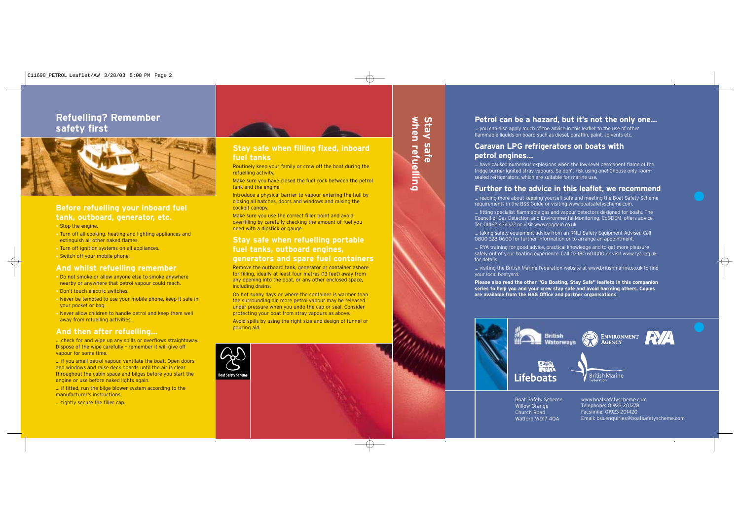## Refuelling? Remember safety first

### Before refuelling your inboard fuel tank, outboard, generator, etc.

- Stop the engine.
- Turn off all cooking, heating and lighting appliances and extinguish all other naked flames.
- Turn off ignition systems on all appliances.
- Switch off your mobile phone.

### And whilst refuelling remember

- Do not smoke or allow anyone else to smoke anywhere nearby or anywhere that petrol vapour could reach.
- Don't touch electric switches.
- Never be tempted to use your mobile phone, keep it safe in your pocket or bag.
- Never allow children to handle petrol and keep them well away from refuelling activities.

### And then after refuelling...

... check for and wipe up any spills or overflows straightaway. Dispose of the wipe carefully – remember it will give off vapour for some time.

... if you smell petrol vapour, ventilate the boat. Open doors and windows and raise deck boards until the air is clear throughout the cabin space and bilges before you start the engine or use before naked lights again.

... if fitted, run the bilge blower system according to the manufacturer's instructions.

... tightly secure the filler cap.

### Stay safe when filling fixed, inboard fuel tanks

Routinely keep your family or crew off the boat during the refuelling activity.

Make sure you have closed the fuel cock between the petrol tank and the engine.

Introduce a physical barrier to vapour entering the hull by closing all hatches, doors and windows and raising the cockpit canopy.

Make sure you use the correct filler point and avoid overfilling by carefully checking the amount of fuel you need with a dipstick or gauge.

### Stay safe when refuelling portable fuel tanks, outboard engines, generators and spare fuel containers

Remove the outboard tank, generator or container ashore for filling, ideally at least four metres (13 feet) away from any opening into the boat, or any other enclosed space, including drains.

On hot sunny days or where the container is warmer than the surrounding air, more petrol vapour may be released under pressure when you undo the cap or seal. Consider protecting your boat from stray vapours as above.

Avoid spills by using the right size and design of funnel or pouring aid.

Boat Safety Scheme

# Stay safe when refuelling

### Petrol can be a hazard, but it's not the only one...

... you can also apply much of the advice in this leaflet to the use of other flammable liquids on board such as diesel, paraffin, paint, solvents etc.

### Caravan LPG refrigerators on boats with petrol engines...

... have caused numerous explosions when the low-level permanent flame of the fridge burner ignited stray vapours. So don't risk using one! Choose only room-sealed refrigerators, which are suitable for marine use.

### Further to the advice in this leaflet, we recommend

... reading more about keeping yourself safe and meeting the Boat Safety Scheme requirements in the BSS Guide or visiting www.boatsafetyscheme.com.

... fitting specialist flammable gas and vapour detectors designed for boats. The Council of Gas Detection and Environmental Monitoring, CoGDEM, offers advice. Tel: 01462 434322 or visit www.cogdem.co.uk

... taking safety equipment advice from an RNLI Safety Equipment Adviser. Call 0800 328 0600 for further information or to arrange an appointment.

... RYA training for good advice, practical knowledge and to get more pleasure safely out of your boating experience. Call 02380 604100 or visit www.rya.org.uk for details.

... visiting the British Marine Federation website at www.britishmarine.co.uk to find your local boatyard.

**Please also read the other "Go Boating, Stay Safe" leaflets in this companion series to help you and your crew stay safe and avoid harming others. Copies are available from the BSS Office and partner organisations.**

British Waterways | Environment Agency | RYA | Lifeboats | British Marine Federation

Boat Safety Scheme
Willow Grange
Church Road
Watford WD17 4QA

www.boatsafetyscheme.com
Telephone: 01923 201278
Facsimile: 01923 201420
Email: bss.enquiries@boatsafetyscheme.com